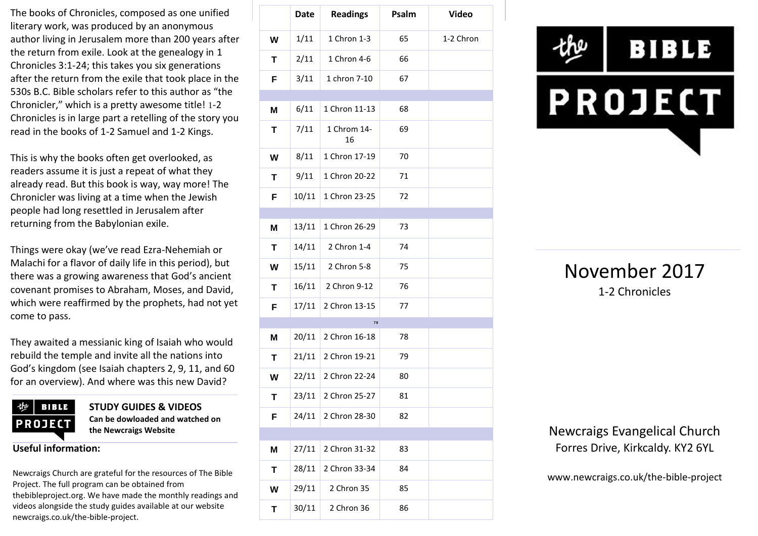The books of Chronicles, composed as one unified literary work, was produced by an anonymous author living in Jerusalem more than 200 years after the return from exile. Look at the genealogy in 1 Chronicles 3:1-24; this takes you six generations after the return from the exile that took place in the 530s B.C. Bible scholars refer to this author as "the Chronicler," which is a pretty awesome title! 1-2 Chronicles is in large part a retelling of the story you read in the books of 1-2 Samuel and 1-2 Kings.

This is why the books often get overlooked, as readers assume it is just a repeat of what they already read. But this book is way, way more! The Chronicler was living at a time when the Jewish people had long resettled in Jerusalem after returning from the Babylonian exile.

Things were okay (we've read Ezra-Nehemiah or Malachi for a flavor of daily life in this period), but there was a growing awareness that God's ancient covenant promises to Abraham, Moses, and David, which were reaffirmed by the prophets, had not yet come to pass.

They awaited a messianic king of Isaiah who would rebuild the temple and invite all the nations into God's kingdom (see Isaiah chapters 2, 9, 11, and 60 for an overview). And where was this new David?

**STUDY GUIDES & VIDEOS**
**Can be dowloaded and watched on the Newcraigs Website**

**Useful information:**

Newcraigs Church are grateful for the resources of The Bible Project. The full program can be obtained from thebibleproject.org. We have made the monthly readings and videos alongside the study guides available at our website newcraigs.co.uk/the-bible-project.

| | Date | Readings | Psalm | Video |
|---|---|---|---|---|
| W | 1/11 | 1 Chron 1-3 | 65 | 1-2 Chron |
| T | 2/11 | 1 Chron 4-6 | 66 | |
| F | 3/11 | 1 chron 7-10 | 67 | |
| | | | | |
| M | 6/11 | 1 Chron 11-13 | 68 | |
| T | 7/11 | 1 Chrom 14-16 | 69 | |
| W | 8/11 | 1 Chron 17-19 | 70 | |
| T | 9/11 | 1 Chron 20-22 | 71 | |
| F | 10/11 | 1 Chron 23-25 | 72 | |
| | | | | |
| M | 13/11 | 1 Chron 26-29 | 73 | |
| T | 14/11 | 2 Chron 1-4 | 74 | |
| W | 15/11 | 2 Chron 5-8 | 75 | |
| T | 16/11 | 2 Chron 9-12 | 76 | |
| F | 17/11 | 2 Chron 13-15 | 77 | |
| | | 78 | | |
| M | 20/11 | 2 Chron 16-18 | 78 | |
| T | 21/11 | 2 Chron 19-21 | 79 | |
| W | 22/11 | 2 Chron 22-24 | 80 | |
| T | 23/11 | 2 Chron 25-27 | 81 | |
| F | 24/11 | 2 Chron 28-30 | 82 | |
| | | | | |
| M | 27/11 | 2 Chron 31-32 | 83 | |
| T | 28/11 | 2 Chron 33-34 | 84 | |
| W | 29/11 | 2 Chron 35 | 85 | |
| T | 30/11 | 2 Chron 36 | 86 | |

the BIBLE PROJECT

# November 2017

1-2 Chronicles

Newcraigs Evangelical Church
Forres Drive, Kirkcaldy. KY2 6YL

www.newcraigs.co.uk/the-bible-project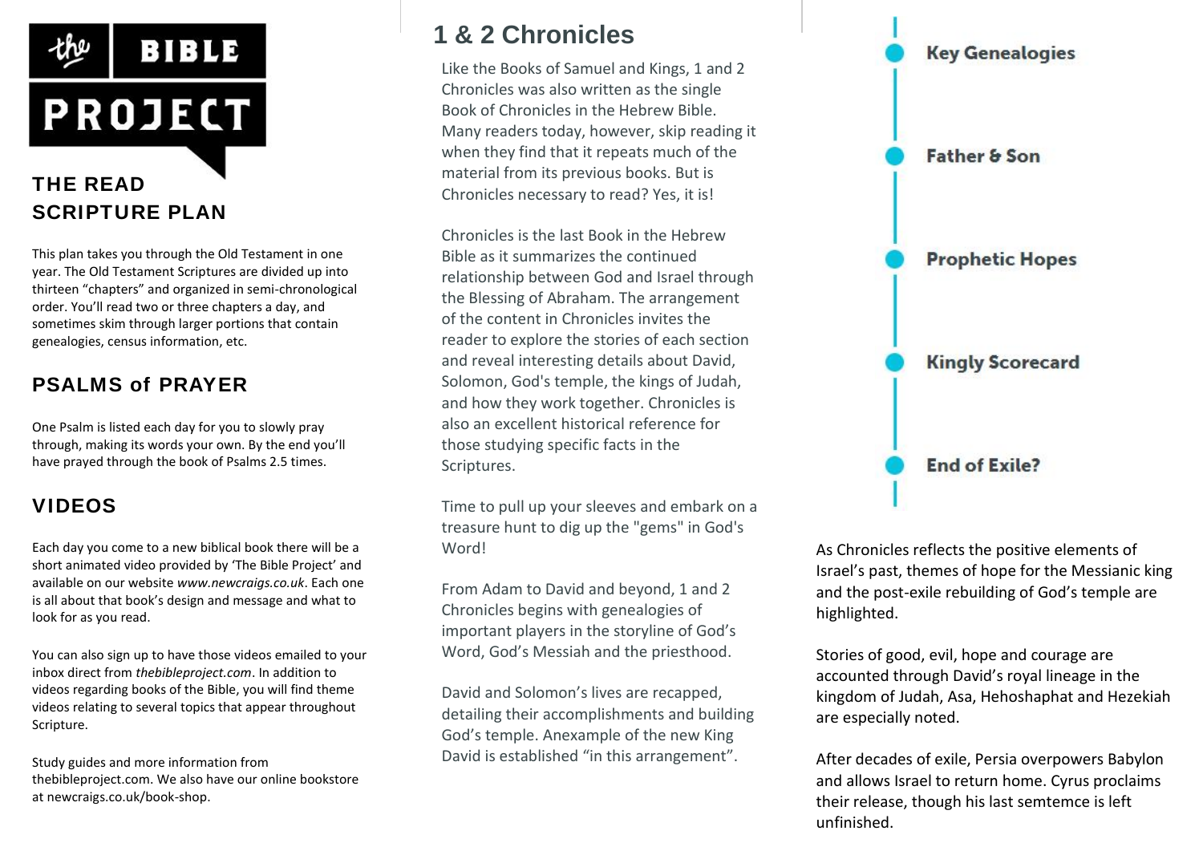THE READ SCRIPTURE PLAN

This plan takes you through the Old Testament in one year. The Old Testament Scriptures are divided up into thirteen "chapters" and organized in semi-chronological order. You'll read two or three chapters a day, and sometimes skim through larger portions that contain genealogies, census information, etc.

## PSALMS of PRAYER

One Psalm is listed each day for you to slowly pray through, making its words your own. By the end you'll have prayed through the book of Psalms 2.5 times.

## VIDEOS

Each day you come to a new biblical book there will be a short animated video provided by 'The Bible Project' and available on our website *www.newcraigs.co.uk*. Each one is all about that book's design and message and what to look for as you read.

You can also sign up to have those videos emailed to your inbox direct from *thebibleproject.com*. In addition to videos regarding books of the Bible, you will find theme videos relating to several topics that appear throughout Scripture.

Study guides and more information from thebibleproject.com. We also have our online bookstore at newcraigs.co.uk/book-shop.

# 1 & 2 Chronicles

Like the Books of Samuel and Kings, 1 and 2 Chronicles was also written as the single Book of Chronicles in the Hebrew Bible. Many readers today, however, skip reading it when they find that it repeats much of the material from its previous books. But is Chronicles necessary to read? Yes, it is!

Chronicles is the last Book in the Hebrew Bible as it summarizes the continued relationship between God and Israel through the Blessing of Abraham. The arrangement of the content in Chronicles invites the reader to explore the stories of each section and reveal interesting details about David, Solomon, God's temple, the kings of Judah, and how they work together. Chronicles is also an excellent historical reference for those studying specific facts in the Scriptures.

Time to pull up your sleeves and embark on a treasure hunt to dig up the "gems" in God's Word!

From Adam to David and beyond, 1 and 2 Chronicles begins with genealogies of important players in the storyline of God's Word, God's Messiah and the priesthood.

David and Solomon's lives are recapped, detailing their accomplishments and building God's temple. Anexample of the new King David is established "in this arrangement".

- Key Genealogies
- Father & Son
- Prophetic Hopes
- Kingly Scorecard
- End of Exile?

As Chronicles reflects the positive elements of Israel's past, themes of hope for the Messianic king and the post-exile rebuilding of God's temple are highlighted.

Stories of good, evil, hope and courage are accounted through David's royal lineage in the kingdom of Judah, Asa, Hehoshaphat and Hezekiah are especially noted.

After decades of exile, Persia overpowers Babylon and allows Israel to return home. Cyrus proclaims their release, though his last semtemce is left unfinished.